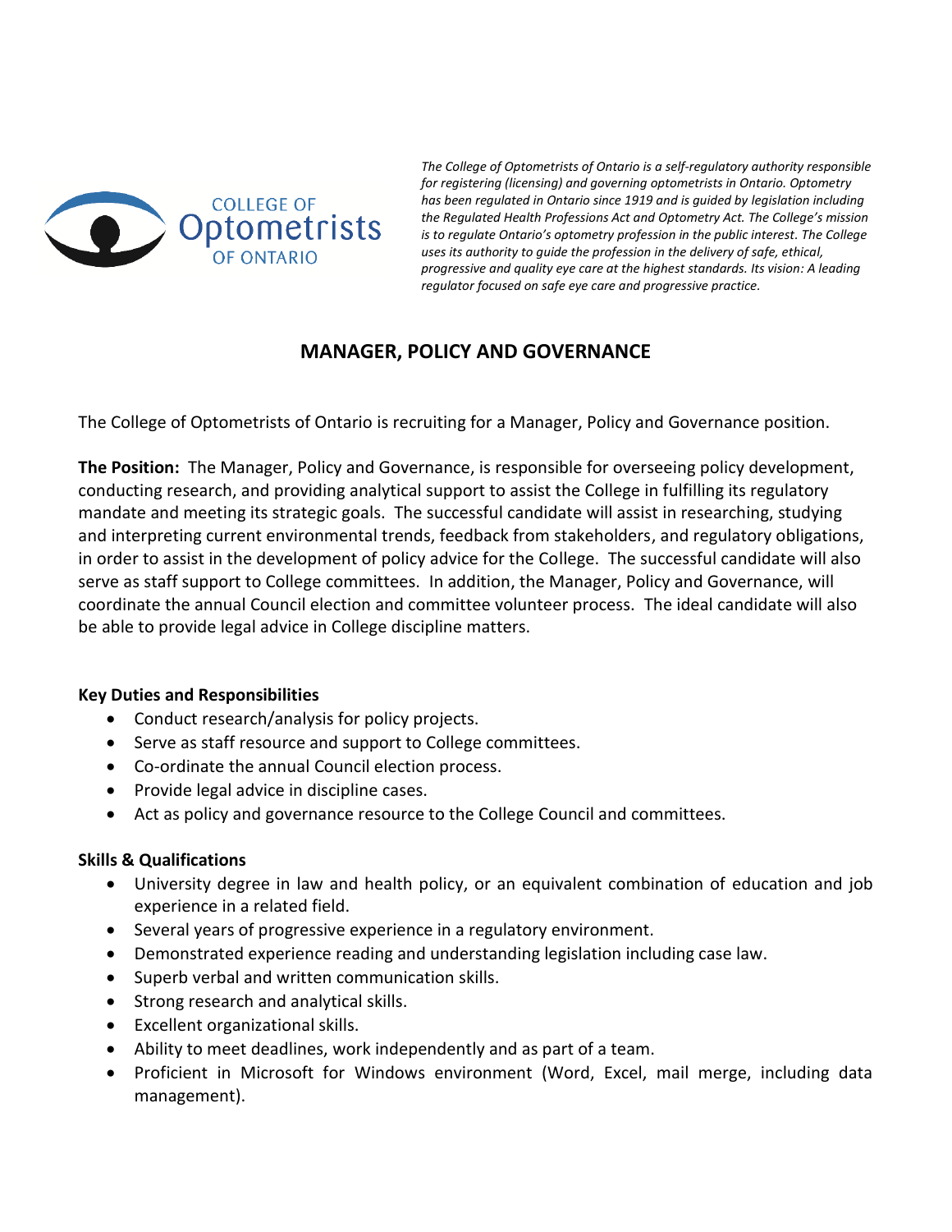COLLEGE OF Optometrists OF ONTARIO

*The College of Optometrists of Ontario is a self-regulatory authority responsible for registering (licensing) and governing optometrists in Ontario. Optometry has been regulated in Ontario since 1919 and is guided by legislation including the Regulated Health Professions Act and Optometry Act. The College's mission is to regulate Ontario's optometry profession in the public interest. The College uses its authority to guide the profession in the delivery of safe, ethical, progressive and quality eye care at the highest standards. Its vision: A leading regulator focused on safe eye care and progressive practice.*

# MANAGER, POLICY AND GOVERNANCE

The College of Optometrists of Ontario is recruiting for a Manager, Policy and Governance position.

**The Position:** The Manager, Policy and Governance, is responsible for overseeing policy development, conducting research, and providing analytical support to assist the College in fulfilling its regulatory mandate and meeting its strategic goals. The successful candidate will assist in researching, studying and interpreting current environmental trends, feedback from stakeholders, and regulatory obligations, in order to assist in the development of policy advice for the College. The successful candidate will also serve as staff support to College committees. In addition, the Manager, Policy and Governance, will coordinate the annual Council election and committee volunteer process. The ideal candidate will also be able to provide legal advice in College discipline matters.

### Key Duties and Responsibilities

- Conduct research/analysis for policy projects.
- Serve as staff resource and support to College committees.
- Co-ordinate the annual Council election process.
- Provide legal advice in discipline cases.
- Act as policy and governance resource to the College Council and committees.

### Skills & Qualifications

- University degree in law and health policy, or an equivalent combination of education and job experience in a related field.
- Several years of progressive experience in a regulatory environment.
- Demonstrated experience reading and understanding legislation including case law.
- Superb verbal and written communication skills.
- Strong research and analytical skills.
- Excellent organizational skills.
- Ability to meet deadlines, work independently and as part of a team.
- Proficient in Microsoft for Windows environment (Word, Excel, mail merge, including data management).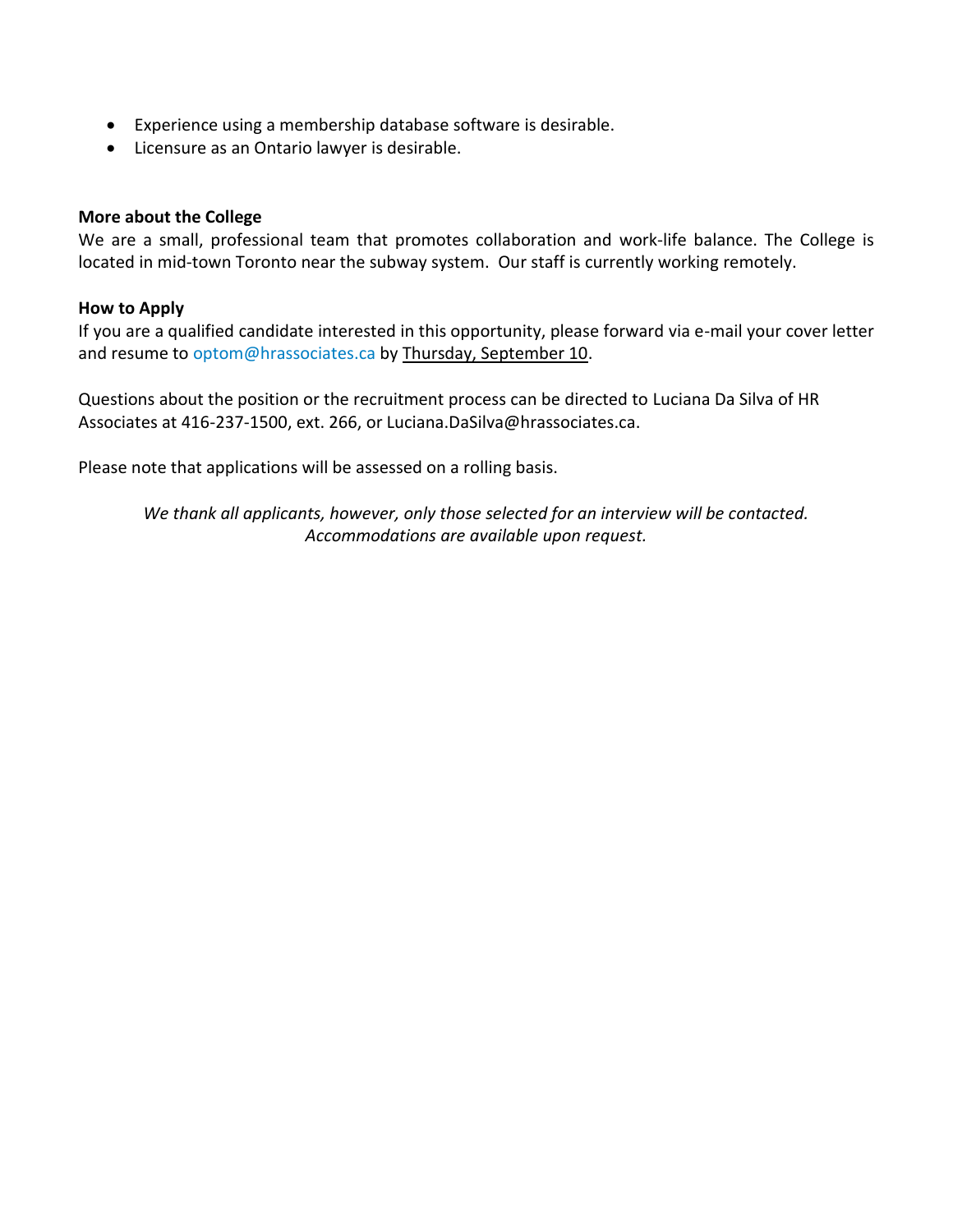- Experience using a membership database software is desirable.
- Licensure as an Ontario lawyer is desirable.

**More about the College**

We are a small, professional team that promotes collaboration and work-life balance. The College is located in mid-town Toronto near the subway system. Our staff is currently working remotely.

**How to Apply**

If you are a qualified candidate interested in this opportunity, please forward via e-mail your cover letter and resume to optom@hrassociates.ca by Thursday, September 10.

Questions about the position or the recruitment process can be directed to Luciana Da Silva of HR Associates at 416-237-1500, ext. 266, or Luciana.DaSilva@hrassociates.ca.

Please note that applications will be assessed on a rolling basis.

*We thank all applicants, however, only those selected for an interview will be contacted.*
*Accommodations are available upon request.*